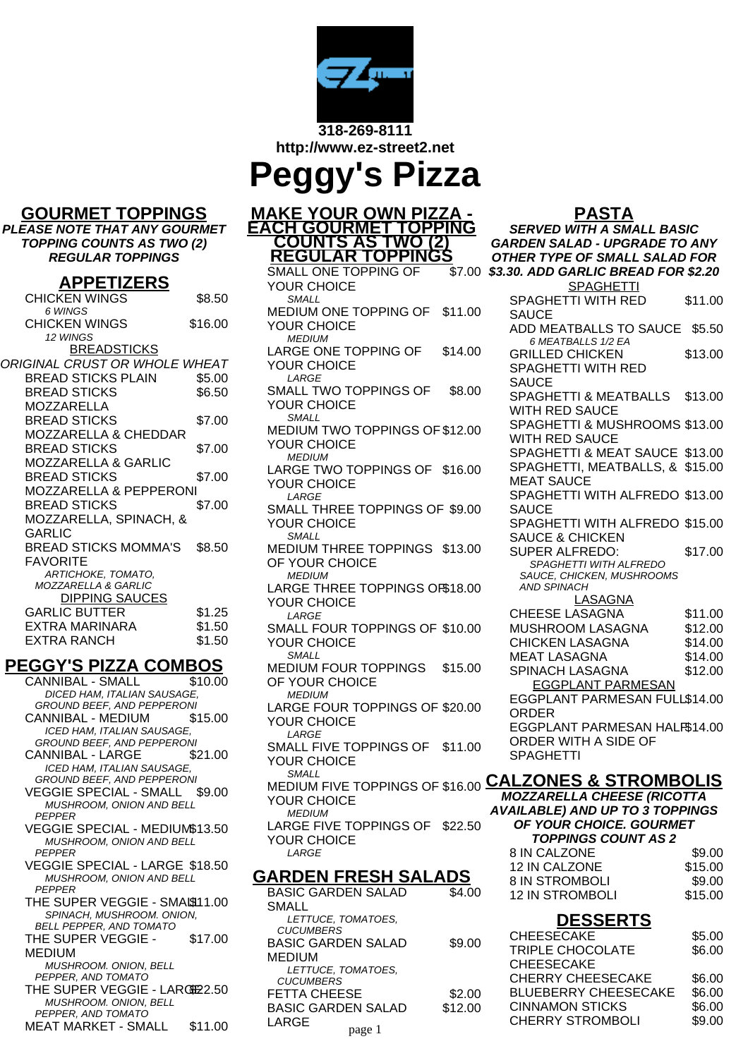318-269-8111
http://www.ez-street2.net

# Peggy's Pizza

## GOURMET TOPPINGS

***PLEASE NOTE THAT ANY GOURMET TOPPING COUNTS AS TWO (2) REGULAR TOPPINGS***

## APPETIZERS

| Item | Price |
|---|---|
| CHICKEN WINGS<br>*6 WINGS* | $8.50 |
| CHICKEN WINGS<br>*12 WINGS* | $16.00 |

### BREADSTICKS

ORIGINAL CRUST OR WHOLE WHEAT

| Item | Price |
|---|---|
| BREAD STICKS PLAIN | $5.00 |
| BREAD STICKS MOZZARELLA | $6.50 |
| BREAD STICKS MOZZARELLA & CHEDDAR | $7.00 |
| BREAD STICKS MOZZARELLA & GARLIC | $7.00 |
| BREAD STICKS MOZZARELLA & PEPPERONI | $7.00 |
| BREAD STICKS MOZZARELLA, SPINACH, & GARLIC | $7.00 |
| BREAD STICKS MOMMA'S FAVORITE<br>*ARTICHOKE, TOMATO, MOZZARELLA & GARLIC* | $8.50 |

### DIPPING SAUCES

| Item | Price |
|---|---|
| GARLIC BUTTER | $1.25 |
| EXTRA MARINARA | $1.50 |
| EXTRA RANCH | $1.50 |

## PEGGY'S PIZZA COMBOS

| Item | Price |
|---|---|
| CANNIBAL - SMALL<br>*DICED HAM, ITALIAN SAUSAGE, GROUND BEEF, AND PEPPERONI* | $10.00 |
| CANNIBAL - MEDIUM<br>*ICED HAM, ITALIAN SAUSAGE, GROUND BEEF, AND PEPPERONI* | $15.00 |
| CANNIBAL - LARGE<br>*ICED HAM, ITALIAN SAUSAGE, GROUND BEEF, AND PEPPERONI* | $21.00 |
| VEGGIE SPECIAL - SMALL<br>*MUSHROOM, ONION AND BELL PEPPER* | $9.00 |
| VEGGIE SPECIAL - MEDIUM<br>*MUSHROOM, ONION AND BELL PEPPER* | $13.50 |
| VEGGIE SPECIAL - LARGE<br>*MUSHROOM, ONION AND BELL PEPPER* | $18.50 |
| THE SUPER VEGGIE - SMALL<br>*SPINACH, MUSHROOM. ONION, BELL PEPPER, AND TOMATO* | $11.00 |
| THE SUPER VEGGIE - MEDIUM<br>*MUSHROOM. ONION, BELL PEPPER, AND TOMATO* | $17.00 |
| THE SUPER VEGGIE - LARGE<br>*MUSHROOM. ONION, BELL PEPPER, AND TOMATO* | $22.50 |
| MEAT MARKET - SMALL | $11.00 |

## MAKE YOUR OWN PIZZA - EACH GOURMET TOPPING COUNTS AS TWO (2) REGULAR TOPPINGS

| Item | Price |
|---|---|
| SMALL ONE TOPPING OF YOUR CHOICE<br>*SMALL* | $7.00 |
| MEDIUM ONE TOPPING OF YOUR CHOICE<br>*MEDIUM* | $11.00 |
| LARGE ONE TOPPING OF YOUR CHOICE<br>*LARGE* | $14.00 |
| SMALL TWO TOPPINGS OF YOUR CHOICE<br>*SMALL* | $8.00 |
| MEDIUM TWO TOPPINGS OF YOUR CHOICE<br>*MEDIUM* | $12.00 |
| LARGE TWO TOPPINGS OF YOUR CHOICE<br>*LARGE* | $16.00 |
| SMALL THREE TOPPINGS OF YOUR CHOICE<br>*SMALL* | $9.00 |
| MEDIUM THREE TOPPINGS OF YOUR CHOICE<br>*MEDIUM* | $13.00 |
| LARGE THREE TOPPINGS OF YOUR CHOICE<br>*LARGE* | $18.00 |
| SMALL FOUR TOPPINGS OF YOUR CHOICE<br>*SMALL* | $10.00 |
| MEDIUM FOUR TOPPINGS OF YOUR CHOICE<br>*MEDIUM* | $15.00 |
| LARGE FOUR TOPPINGS OF YOUR CHOICE<br>*LARGE* | $20.00 |
| SMALL FIVE TOPPINGS OF YOUR CHOICE<br>*SMALL* | $11.00 |
| MEDIUM FIVE TOPPINGS OF YOUR CHOICE<br>*MEDIUM* | $16.00 |
| LARGE FIVE TOPPINGS OF YOUR CHOICE<br>*LARGE* | $22.50 |

## GARDEN FRESH SALADS

| Item | Price |
|---|---|
| BASIC GARDEN SALAD SMALL<br>*LETTUCE, TOMATOES, CUCUMBERS* | $4.00 |
| BASIC GARDEN SALAD MEDIUM<br>*LETTUCE, TOMATOES, CUCUMBERS* | $9.00 |
| FETTA CHEESE | $2.00 |
| BASIC GARDEN SALAD LARGE | $12.00 |

## PASTA

***SERVED WITH A SMALL BASIC GARDEN SALAD - UPGRADE TO ANY OTHER TYPE OF SMALL SALAD FOR $3.30. ADD GARLIC BREAD FOR $2.20***

### SPAGHETTI

| Item | Price |
|---|---|
| SPAGHETTI WITH RED SAUCE | $11.00 |
| ADD MEATBALLS TO SAUCE<br>*6 MEATBALLS 1/2 EA* | $5.50 |
| GRILLED CHICKEN SPAGHETTI WITH RED SAUCE | $13.00 |
| SPAGHETTI & MEATBALLS WITH RED SAUCE | $13.00 |
| SPAGHETTI & MUSHROOMS WITH RED SAUCE | $13.00 |
| SPAGHETTI & MEAT SAUCE | $13.00 |
| SPAGHETTI, MEATBALLS, & MEAT SAUCE | $15.00 |
| SPAGHETTI WITH ALFREDO SAUCE | $13.00 |
| SPAGHETTI WITH ALFREDO SAUCE & CHICKEN | $15.00 |
| SUPER ALFREDO:<br>*SPAGHETTI WITH ALFREDO SAUCE, CHICKEN, MUSHROOMS AND SPINACH* | $17.00 |

### LASAGNA

| Item | Price |
|---|---|
| CHEESE LASAGNA | $11.00 |
| MUSHROOM LASAGNA | $12.00 |
| CHICKEN LASAGNA | $14.00 |
| MEAT LASAGNA | $14.00 |
| SPINACH LASAGNA | $12.00 |

### EGGPLANT PARMESAN

| Item | Price |
|---|---|
| EGGPLANT PARMESAN FULL ORDER | $14.00 |
| EGGPLANT PARMESAN HALF ORDER WITH A SIDE OF SPAGHETTI | $14.00 |

## CALZONES & STROMBOLIS

***MOZZARELLA CHEESE (RICOTTA AVAILABLE) AND UP TO 3 TOPPINGS OF YOUR CHOICE. GOURMET TOPPINGS COUNT AS 2***

| Item | Price |
|---|---|
| 8 IN CALZONE | $9.00 |
| 12 IN CALZONE | $15.00 |
| 8 IN STROMBOLI | $9.00 |
| 12 IN STROMBOLI | $15.00 |

## DESSERTS

| Item | Price |
|---|---|
| CHEESECAKE | $5.00 |
| TRIPLE CHOCOLATE CHEESECAKE | $6.00 |
| CHERRY CHEESECAKE | $6.00 |
| BLUEBERRY CHEESECAKE | $6.00 |
| CINNAMON STICKS | $6.00 |
| CHERRY STROMBOLI | $9.00 |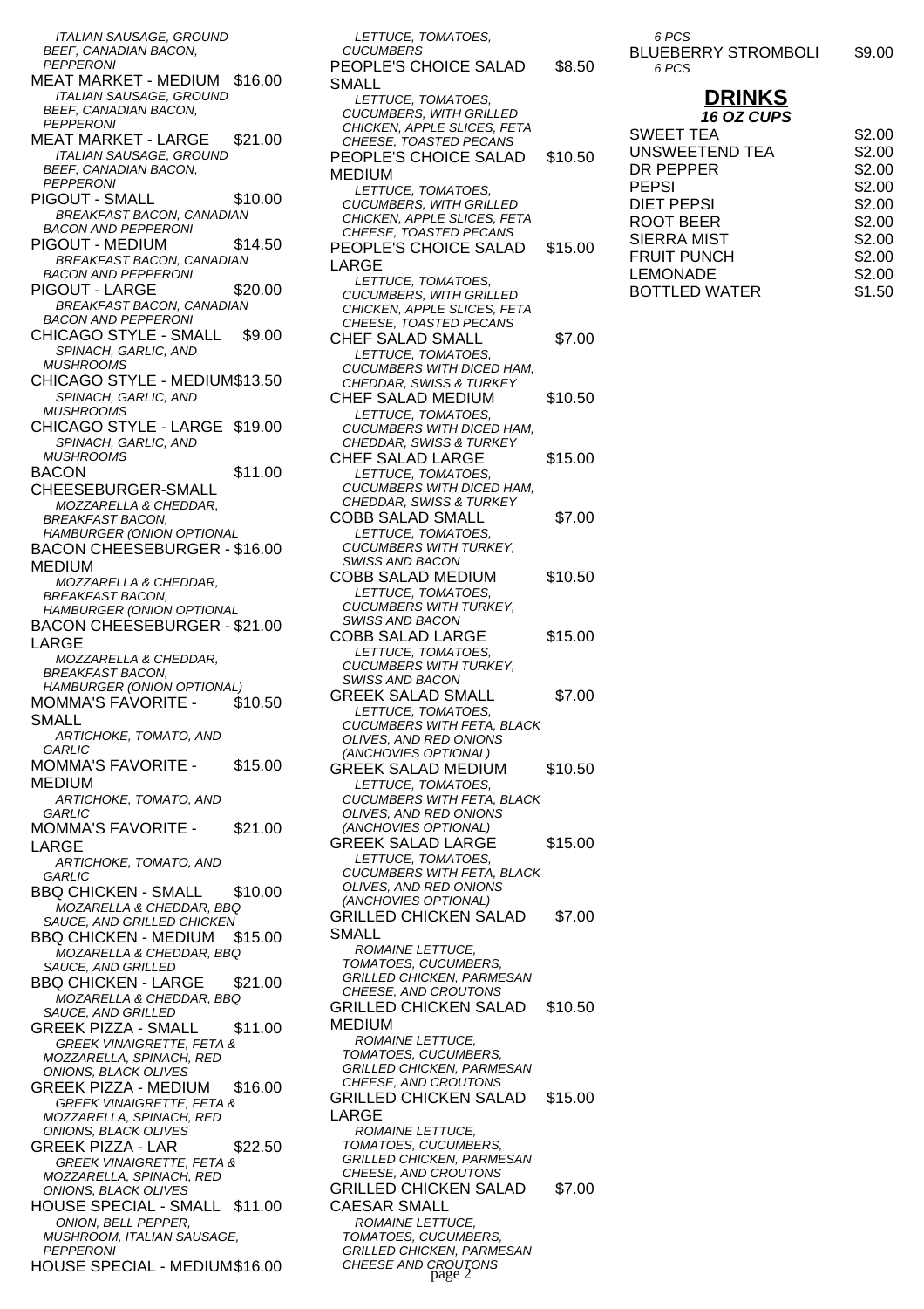*ITALIAN SAUSAGE, GROUND BEEF, CANADIAN BACON, PEPPERONI*

MEAT MARKET - MEDIUM $16.00
*ITALIAN SAUSAGE, GROUND BEEF, CANADIAN BACON, PEPPERONI*

MEAT MARKET - LARGE $21.00
*ITALIAN SAUSAGE, GROUND BEEF, CANADIAN BACON, PEPPERONI*

PIGOUT - SMALL $10.00
*BREAKFAST BACON, CANADIAN BACON AND PEPPERONI*

PIGOUT - MEDIUM $14.50
*BREAKFAST BACON, CANADIAN BACON AND PEPPERONI*

PIGOUT - LARGE $20.00
*BREAKFAST BACON, CANADIAN BACON AND PEPPERONI*

CHICAGO STYLE - SMALL $9.00
*SPINACH, GARLIC, AND MUSHROOMS*

CHICAGO STYLE - MEDIUM $13.50
*SPINACH, GARLIC, AND MUSHROOMS*

CHICAGO STYLE - LARGE $19.00
*SPINACH, GARLIC, AND MUSHROOMS*

BACON CHEESEBURGER-SMALL $11.00
*MOZZARELLA & CHEDDAR, BREAKFAST BACON, HAMBURGER (ONION OPTIONAL*

BACON CHEESEBURGER - MEDIUM $16.00
*MOZZARELLA & CHEDDAR, BREAKFAST BACON, HAMBURGER (ONION OPTIONAL*

BACON CHEESEBURGER - LARGE $21.00
*MOZZARELLA & CHEDDAR, BREAKFAST BACON, HAMBURGER (ONION OPTIONAL)*

MOMMA'S FAVORITE - SMALL $10.50
*ARTICHOKE, TOMATO, AND GARLIC*

MOMMA'S FAVORITE - MEDIUM $15.00
*ARTICHOKE, TOMATO, AND GARLIC*

MOMMA'S FAVORITE - LARGE $21.00
*ARTICHOKE, TOMATO, AND GARLIC*

BBQ CHICKEN - SMALL $10.00
*MOZARELLA & CHEDDAR, BBQ SAUCE, AND GRILLED CHICKEN*

BBQ CHICKEN - MEDIUM $15.00
*MOZARELLA & CHEDDAR, BBQ SAUCE, AND GRILLED*

BBQ CHICKEN - LARGE $21.00
*MOZARELLA & CHEDDAR, BBQ SAUCE, AND GRILLED*

GREEK PIZZA - SMALL $11.00
*GREEK VINAIGRETTE, FETA & MOZZARELLA, SPINACH, RED ONIONS, BLACK OLIVES*

GREEK PIZZA - MEDIUM $16.00
*GREEK VINAIGRETTE, FETA & MOZZARELLA, SPINACH, RED ONIONS, BLACK OLIVES*

GREEK PIZZA - LAR $22.50
*GREEK VINAIGRETTE, FETA & MOZZARELLA, SPINACH, RED ONIONS, BLACK OLIVES*

HOUSE SPECIAL - SMALL $11.00
*ONION, BELL PEPPER, MUSHROOM, ITALIAN SAUSAGE, PEPPERONI*

HOUSE SPECIAL - MEDIUM $16.00

*LETTUCE, TOMATOES, CUCUMBERS*

PEOPLE'S CHOICE SALAD SMALL $8.50
*LETTUCE, TOMATOES, CUCUMBERS, WITH GRILLED CHICKEN, APPLE SLICES, FETA CHEESE, TOASTED PECANS*

PEOPLE'S CHOICE SALAD MEDIUM $10.50
*LETTUCE, TOMATOES, CUCUMBERS, WITH GRILLED CHICKEN, APPLE SLICES, FETA CHEESE, TOASTED PECANS*

PEOPLE'S CHOICE SALAD LARGE $15.00
*LETTUCE, TOMATOES, CUCUMBERS, WITH GRILLED CHICKEN, APPLE SLICES, FETA CHEESE, TOASTED PECANS*

CHEF SALAD SMALL $7.00
*LETTUCE, TOMATOES, CUCUMBERS WITH DICED HAM, CHEDDAR, SWISS & TURKEY*

CHEF SALAD MEDIUM $10.50
*LETTUCE, TOMATOES, CUCUMBERS WITH DICED HAM, CHEDDAR, SWISS & TURKEY*

CHEF SALAD LARGE $15.00
*LETTUCE, TOMATOES, CUCUMBERS WITH DICED HAM, CHEDDAR, SWISS & TURKEY*

COBB SALAD SMALL $7.00
*LETTUCE, TOMATOES, CUCUMBERS WITH TURKEY, SWISS AND BACON*

COBB SALAD MEDIUM $10.50
*LETTUCE, TOMATOES, CUCUMBERS WITH TURKEY, SWISS AND BACON*

COBB SALAD LARGE $15.00
*LETTUCE, TOMATOES, CUCUMBERS WITH TURKEY, SWISS AND BACON*

GREEK SALAD SMALL $7.00
*LETTUCE, TOMATOES, CUCUMBERS WITH FETA, BLACK OLIVES, AND RED ONIONS (ANCHOVIES OPTIONAL)*

GREEK SALAD MEDIUM $10.50
*LETTUCE, TOMATOES, CUCUMBERS WITH FETA, BLACK OLIVES, AND RED ONIONS (ANCHOVIES OPTIONAL)*

GREEK SALAD LARGE $15.00
*LETTUCE, TOMATOES, CUCUMBERS WITH FETA, BLACK OLIVES, AND RED ONIONS (ANCHOVIES OPTIONAL)*

GRILLED CHICKEN SALAD SMALL $7.00
*ROMAINE LETTUCE, TOMATOES, CUCUMBERS, GRILLED CHICKEN, PARMESAN CHEESE, AND CROUTONS*

GRILLED CHICKEN SALAD MEDIUM $10.50
*ROMAINE LETTUCE, TOMATOES, CUCUMBERS, GRILLED CHICKEN, PARMESAN CHEESE, AND CROUTONS*

GRILLED CHICKEN SALAD LARGE $15.00
*ROMAINE LETTUCE, TOMATOES, CUCUMBERS, GRILLED CHICKEN, PARMESAN CHEESE, AND CROUTONS*

GRILLED CHICKEN SALAD CAESAR SMALL $7.00
*ROMAINE LETTUCE, TOMATOES, CUCUMBERS, GRILLED CHICKEN, PARMESAN CHEESE AND CROUTONS*

*6 PCS*

BLUEBERRY STROMBOLI $9.00
*6 PCS*

## DRINKS
***16 OZ CUPS***

| Drink | Price |
| --- | --- |
| SWEET TEA | $2.00 |
| UNSWEETEND TEA | $2.00 |
| DR PEPPER | $2.00 |
| PEPSI | $2.00 |
| DIET PEPSI | $2.00 |
| ROOT BEER | $2.00 |
| SIERRA MIST | $2.00 |
| FRUIT PUNCH | $2.00 |
| LEMONADE | $2.00 |
| BOTTLED WATER | $1.50 |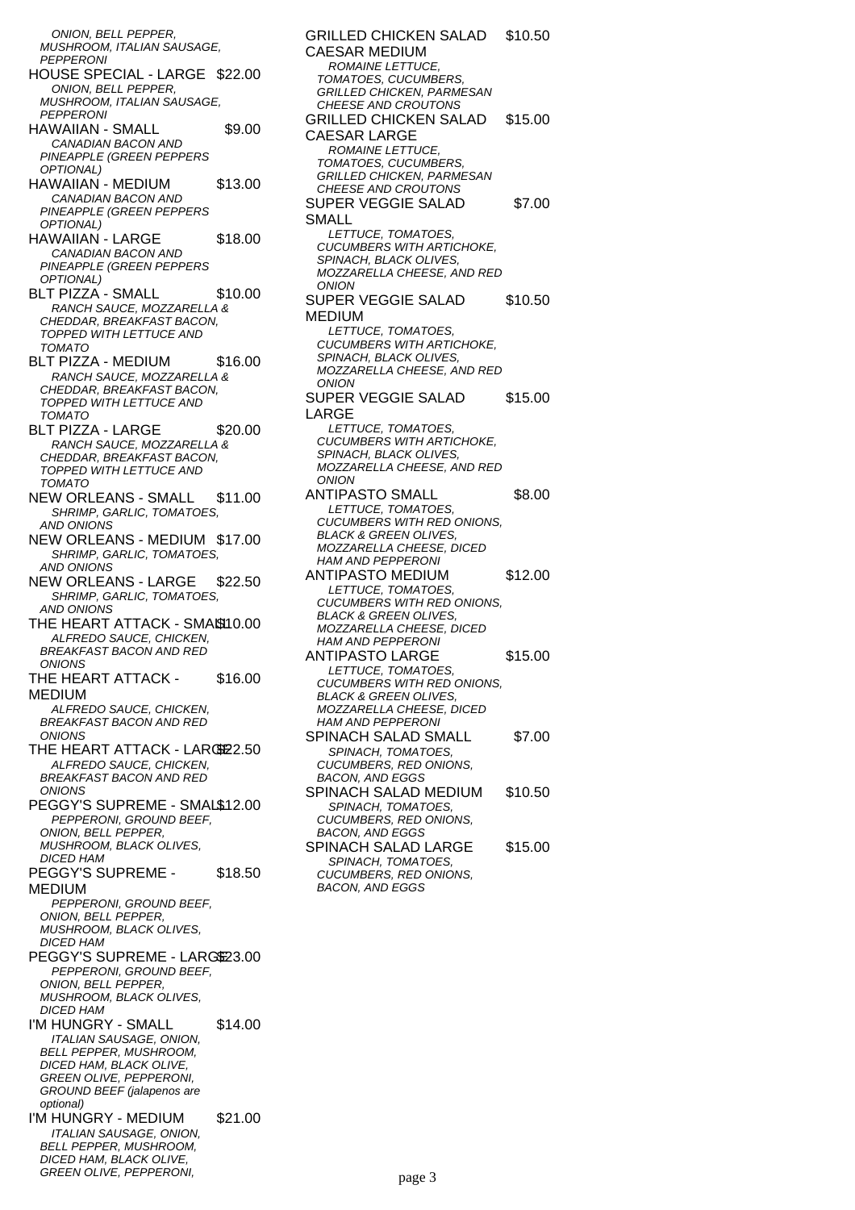*ONION, BELL PEPPER, MUSHROOM, ITALIAN SAUSAGE, PEPPERONI*

HOUSE SPECIAL - LARGE $22.00
*ONION, BELL PEPPER, MUSHROOM, ITALIAN SAUSAGE, PEPPERONI*

HAWAIIAN - SMALL $9.00
*CANADIAN BACON AND PINEAPPLE (GREEN PEPPERS OPTIONAL)*

HAWAIIAN - MEDIUM $13.00
*CANADIAN BACON AND PINEAPPLE (GREEN PEPPERS OPTIONAL)*

HAWAIIAN - LARGE $18.00
*CANADIAN BACON AND PINEAPPLE (GREEN PEPPERS OPTIONAL)*

BLT PIZZA - SMALL $10.00
*RANCH SAUCE, MOZZARELLA & CHEDDAR, BREAKFAST BACON, TOPPED WITH LETTUCE AND TOMATO*

BLT PIZZA - MEDIUM $16.00
*RANCH SAUCE, MOZZARELLA & CHEDDAR, BREAKFAST BACON, TOPPED WITH LETTUCE AND TOMATO*

BLT PIZZA - LARGE $20.00
*RANCH SAUCE, MOZZARELLA & CHEDDAR, BREAKFAST BACON, TOPPED WITH LETTUCE AND TOMATO*

NEW ORLEANS - SMALL $11.00
*SHRIMP, GARLIC, TOMATOES, AND ONIONS*

NEW ORLEANS - MEDIUM $17.00
*SHRIMP, GARLIC, TOMATOES, AND ONIONS*

NEW ORLEANS - LARGE $22.50
*SHRIMP, GARLIC, TOMATOES, AND ONIONS*

THE HEART ATTACK - SMALL $10.00
*ALFREDO SAUCE, CHICKEN, BREAKFAST BACON AND RED ONIONS*

THE HEART ATTACK - MEDIUM $16.00
*ALFREDO SAUCE, CHICKEN, BREAKFAST BACON AND RED ONIONS*

THE HEART ATTACK - LARGE $22.50
*ALFREDO SAUCE, CHICKEN, BREAKFAST BACON AND RED ONIONS*

PEGGY'S SUPREME - SMALL $12.00
*PEPPERONI, GROUND BEEF, ONION, BELL PEPPER, MUSHROOM, BLACK OLIVES, DICED HAM*

PEGGY'S SUPREME - MEDIUM $18.50
*PEPPERONI, GROUND BEEF, ONION, BELL PEPPER, MUSHROOM, BLACK OLIVES, DICED HAM*

PEGGY'S SUPREME - LARGE $23.00
*PEPPERONI, GROUND BEEF, ONION, BELL PEPPER, MUSHROOM, BLACK OLIVES, DICED HAM*

I'M HUNGRY - SMALL $14.00
*ITALIAN SAUSAGE, ONION, BELL PEPPER, MUSHROOM, DICED HAM, BLACK OLIVE, GREEN OLIVE, PEPPERONI, GROUND BEEF (jalapenos are optional)*

I'M HUNGRY - MEDIUM $21.00
*ITALIAN SAUSAGE, ONION, BELL PEPPER, MUSHROOM, DICED HAM, BLACK OLIVE, GREEN OLIVE, PEPPERONI,*

GRILLED CHICKEN SALAD CAESAR MEDIUM $10.50
*ROMAINE LETTUCE, TOMATOES, CUCUMBERS, GRILLED CHICKEN, PARMESAN CHEESE AND CROUTONS*

GRILLED CHICKEN SALAD CAESAR LARGE $15.00
*ROMAINE LETTUCE, TOMATOES, CUCUMBERS, GRILLED CHICKEN, PARMESAN CHEESE AND CROUTONS*

SUPER VEGGIE SALAD SMALL $7.00
*LETTUCE, TOMATOES, CUCUMBERS WITH ARTICHOKE, SPINACH, BLACK OLIVES, MOZZARELLA CHEESE, AND RED ONION*

SUPER VEGGIE SALAD MEDIUM $10.50
*LETTUCE, TOMATOES, CUCUMBERS WITH ARTICHOKE, SPINACH, BLACK OLIVES, MOZZARELLA CHEESE, AND RED ONION*

SUPER VEGGIE SALAD LARGE $15.00
*LETTUCE, TOMATOES, CUCUMBERS WITH ARTICHOKE, SPINACH, BLACK OLIVES, MOZZARELLA CHEESE, AND RED ONION*

ANTIPASTO SMALL $8.00
*LETTUCE, TOMATOES, CUCUMBERS WITH RED ONIONS, BLACK & GREEN OLIVES, MOZZARELLA CHEESE, DICED HAM AND PEPPERONI*

ANTIPASTO MEDIUM $12.00
*LETTUCE, TOMATOES, CUCUMBERS WITH RED ONIONS, BLACK & GREEN OLIVES, MOZZARELLA CHEESE, DICED HAM AND PEPPERONI*

ANTIPASTO LARGE $15.00
*LETTUCE, TOMATOES, CUCUMBERS WITH RED ONIONS, BLACK & GREEN OLIVES, MOZZARELLA CHEESE, DICED HAM AND PEPPERONI*

SPINACH SALAD SMALL $7.00
*SPINACH, TOMATOES, CUCUMBERS, RED ONIONS, BACON, AND EGGS*

SPINACH SALAD MEDIUM $10.50
*SPINACH, TOMATOES, CUCUMBERS, RED ONIONS, BACON, AND EGGS*

SPINACH SALAD LARGE $15.00
*SPINACH, TOMATOES, CUCUMBERS, RED ONIONS, BACON, AND EGGS*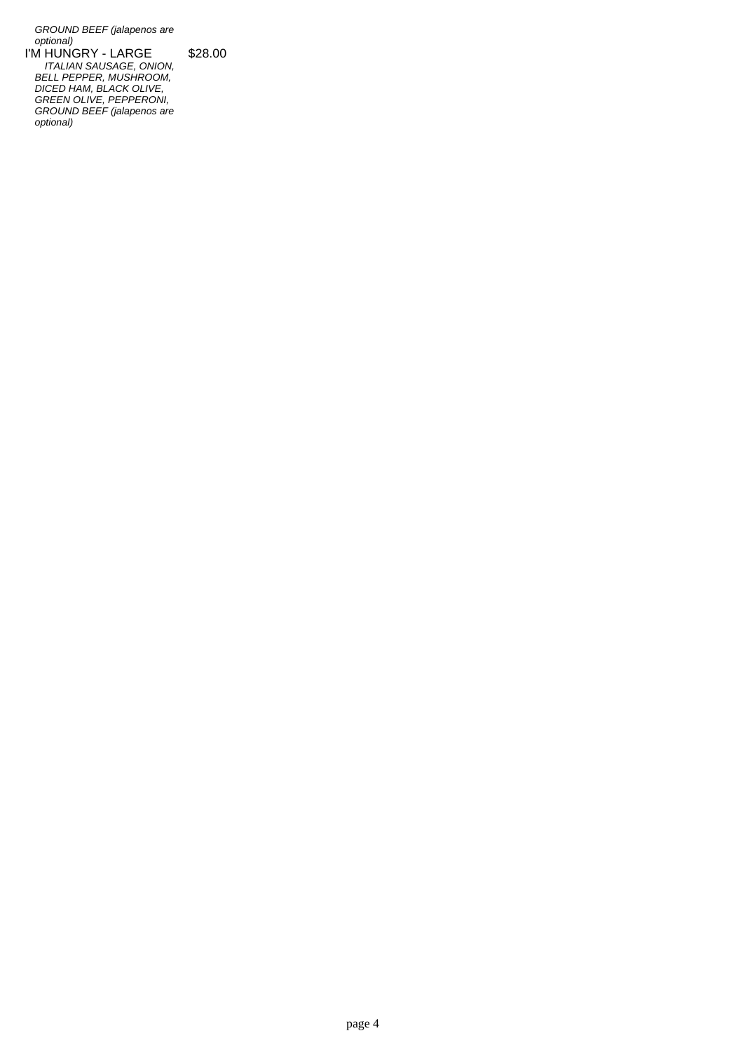*GROUND BEEF (jalapenos are optional)*

I'M HUNGRY - LARGE $28.00

*ITALIAN SAUSAGE, ONION, BELL PEPPER, MUSHROOM, DICED HAM, BLACK OLIVE, GREEN OLIVE, PEPPERONI, GROUND BEEF (jalapenos are optional)*